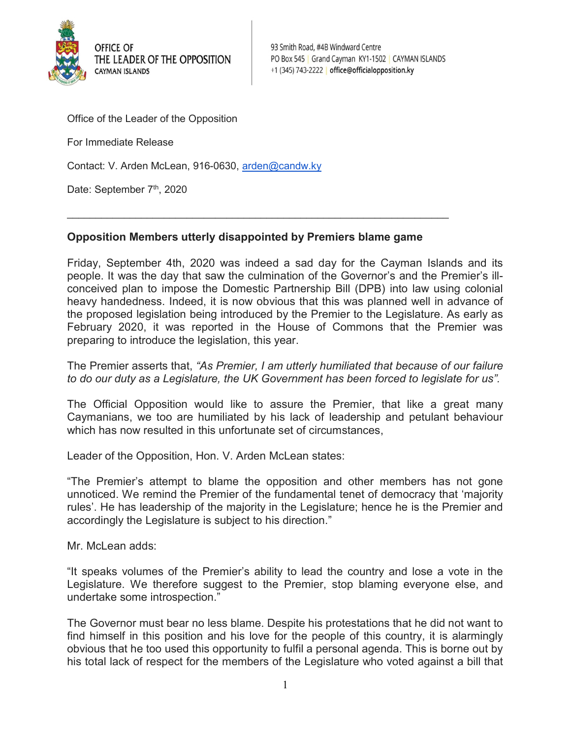OFFICE OF THE LEADER OF THE OPPOSITION
CAYMAN ISLANDS

93 Smith Road, #4B Windward Centre
PO Box 545 | Grand Cayman KY1-1502 | CAYMAN ISLANDS
+1 (345) 743-2222 | office@officialopposition.ky

Office of the Leader of the Opposition

For Immediate Release

Contact: V. Arden McLean, 916-0630, arden@candw.ky

Date: September 7th, 2020

---

**Opposition Members utterly disappointed by Premiers blame game**

Friday, September 4th, 2020 was indeed a sad day for the Cayman Islands and its people. It was the day that saw the culmination of the Governor's and the Premier's ill-conceived plan to impose the Domestic Partnership Bill (DPB) into law using colonial heavy handedness. Indeed, it is now obvious that this was planned well in advance of the proposed legislation being introduced by the Premier to the Legislature. As early as February 2020, it was reported in the House of Commons that the Premier was preparing to introduce the legislation, this year.

The Premier asserts that, *"As Premier, I am utterly humiliated that because of our failure to do our duty as a Legislature, the UK Government has been forced to legislate for us".*

The Official Opposition would like to assure the Premier, that like a great many Caymanians, we too are humiliated by his lack of leadership and petulant behaviour which has now resulted in this unfortunate set of circumstances,

Leader of the Opposition, Hon. V. Arden McLean states:

"The Premier's attempt to blame the opposition and other members has not gone unnoticed. We remind the Premier of the fundamental tenet of democracy that 'majority rules'. He has leadership of the majority in the Legislature; hence he is the Premier and accordingly the Legislature is subject to his direction."

Mr. McLean adds:

"It speaks volumes of the Premier's ability to lead the country and lose a vote in the Legislature. We therefore suggest to the Premier, stop blaming everyone else, and undertake some introspection."

The Governor must bear no less blame. Despite his protestations that he did not want to find himself in this position and his love for the people of this country, it is alarmingly obvious that he too used this opportunity to fulfil a personal agenda. This is borne out by his total lack of respect for the members of the Legislature who voted against a bill that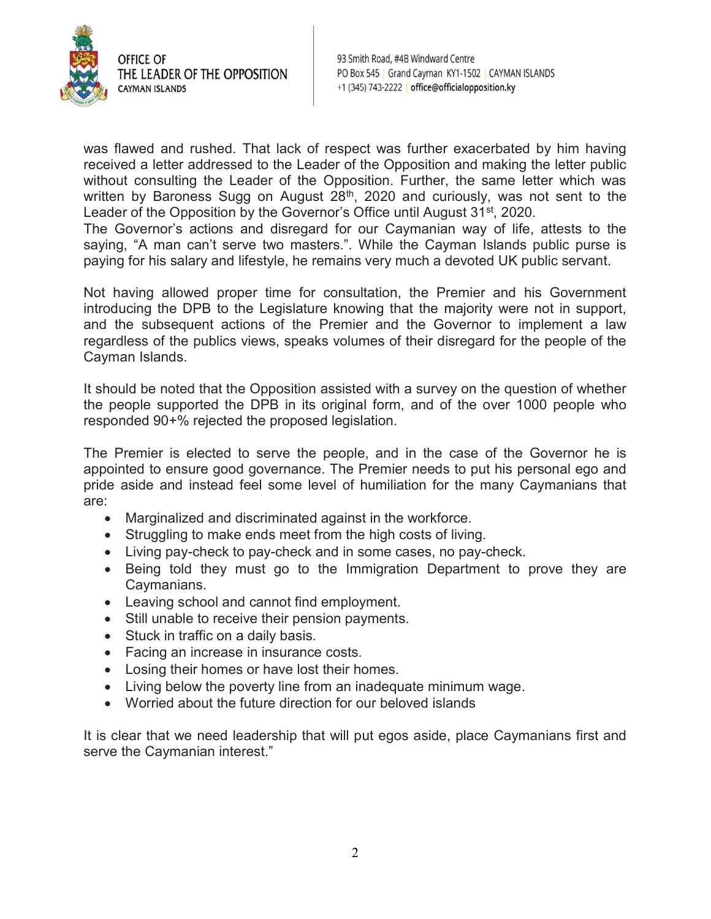was flawed and rushed. That lack of respect was further exacerbated by him having received a letter addressed to the Leader of the Opposition and making the letter public without consulting the Leader of the Opposition. Further, the same letter which was written by Baroness Sugg on August 28th, 2020 and curiously, was not sent to the Leader of the Opposition by the Governor's Office until August 31st, 2020.

The Governor's actions and disregard for our Caymanian way of life, attests to the saying, "A man can't serve two masters.". While the Cayman Islands public purse is paying for his salary and lifestyle, he remains very much a devoted UK public servant.

Not having allowed proper time for consultation, the Premier and his Government introducing the DPB to the Legislature knowing that the majority were not in support, and the subsequent actions of the Premier and the Governor to implement a law regardless of the publics views, speaks volumes of their disregard for the people of the Cayman Islands.

It should be noted that the Opposition assisted with a survey on the question of whether the people supported the DPB in its original form, and of the over 1000 people who responded 90+% rejected the proposed legislation.

The Premier is elected to serve the people, and in the case of the Governor he is appointed to ensure good governance. The Premier needs to put his personal ego and pride aside and instead feel some level of humiliation for the many Caymanians that are:

- Marginalized and discriminated against in the workforce.
- Struggling to make ends meet from the high costs of living.
- Living pay-check to pay-check and in some cases, no pay-check.
- Being told they must go to the Immigration Department to prove they are Caymanians.
- Leaving school and cannot find employment.
- Still unable to receive their pension payments.
- Stuck in traffic on a daily basis.
- Facing an increase in insurance costs.
- Losing their homes or have lost their homes.
- Living below the poverty line from an inadequate minimum wage.
- Worried about the future direction for our beloved islands

It is clear that we need leadership that will put egos aside, place Caymanians first and serve the Caymanian interest."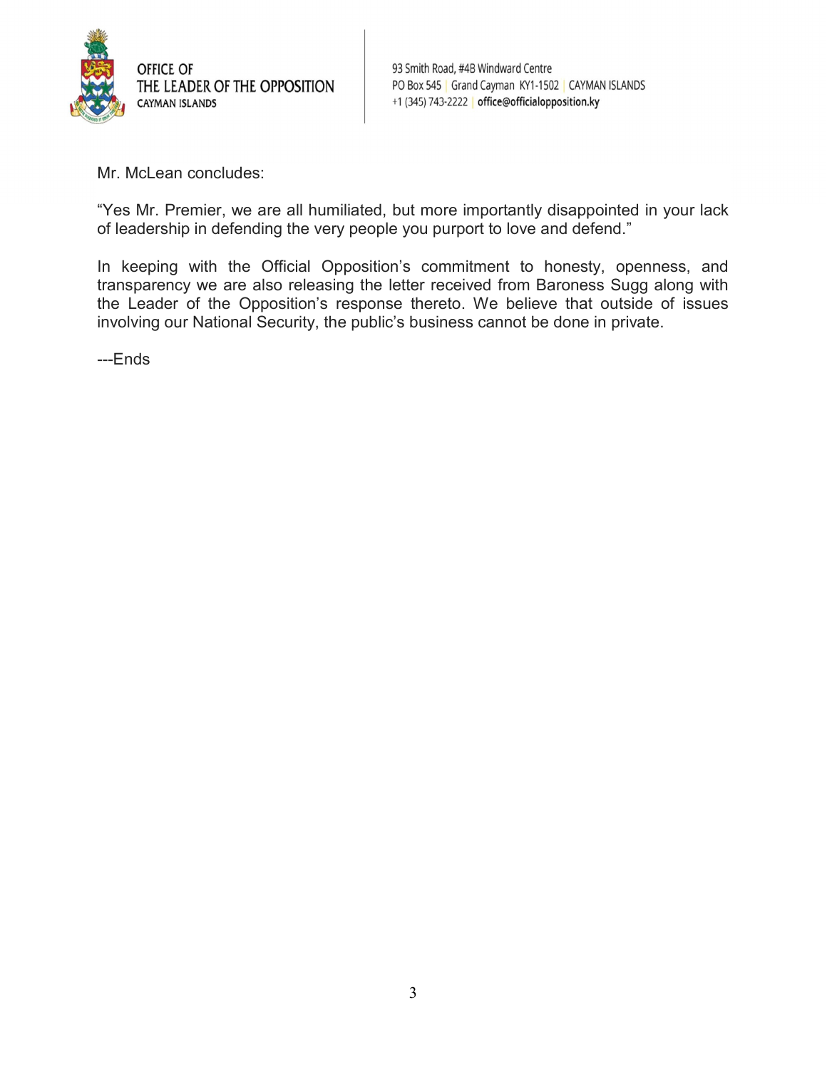Mr. McLean concludes:

"Yes Mr. Premier, we are all humiliated, but more importantly disappointed in your lack of leadership in defending the very people you purport to love and defend."

In keeping with the Official Opposition's commitment to honesty, openness, and transparency we are also releasing the letter received from Baroness Sugg along with the Leader of the Opposition's response thereto. We believe that outside of issues involving our National Security, the public's business cannot be done in private.

---Ends